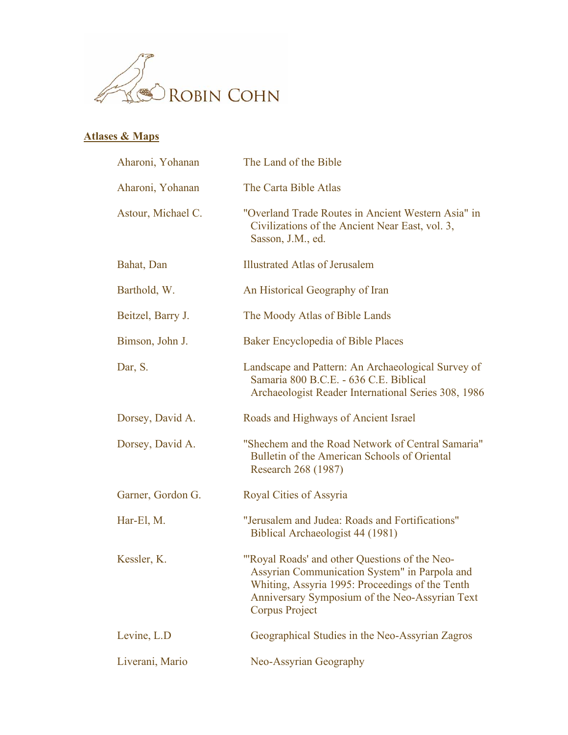ROBIN COHN

## **Atlases & Maps**

| | |
|---|---|
| Aharoni, Yohanan | The Land of the Bible |
| Aharoni, Yohanan | The Carta Bible Atlas |
| Astour, Michael C. | "Overland Trade Routes in Ancient Western Asia" in Civilizations of the Ancient Near East, vol. 3, Sasson, J.M., ed. |
| Bahat, Dan | Illustrated Atlas of Jerusalem |
| Barthold, W. | An Historical Geography of Iran |
| Beitzel, Barry J. | The Moody Atlas of Bible Lands |
| Bimson, John J. | Baker Encyclopedia of Bible Places |
| Dar, S. | Landscape and Pattern: An Archaeological Survey of Samaria 800 B.C.E. - 636 C.E. Biblical Archaeologist Reader International Series 308, 1986 |
| Dorsey, David A. | Roads and Highways of Ancient Israel |
| Dorsey, David A. | "Shechem and the Road Network of Central Samaria" Bulletin of the American Schools of Oriental Research 268 (1987) |
| Garner, Gordon G. | Royal Cities of Assyria |
| Har-El, M. | "Jerusalem and Judea: Roads and Fortifications" Biblical Archaeologist 44 (1981) |
| Kessler, K. | "'Royal Roads' and other Questions of the Neo-Assyrian Communication System" in Parpola and Whiting, Assyria 1995: Proceedings of the Tenth Anniversary Symposium of the Neo-Assyrian Text Corpus Project |
| Levine, L.D | Geographical Studies in the Neo-Assyrian Zagros |
| Liverani, Mario | Neo-Assyrian Geography |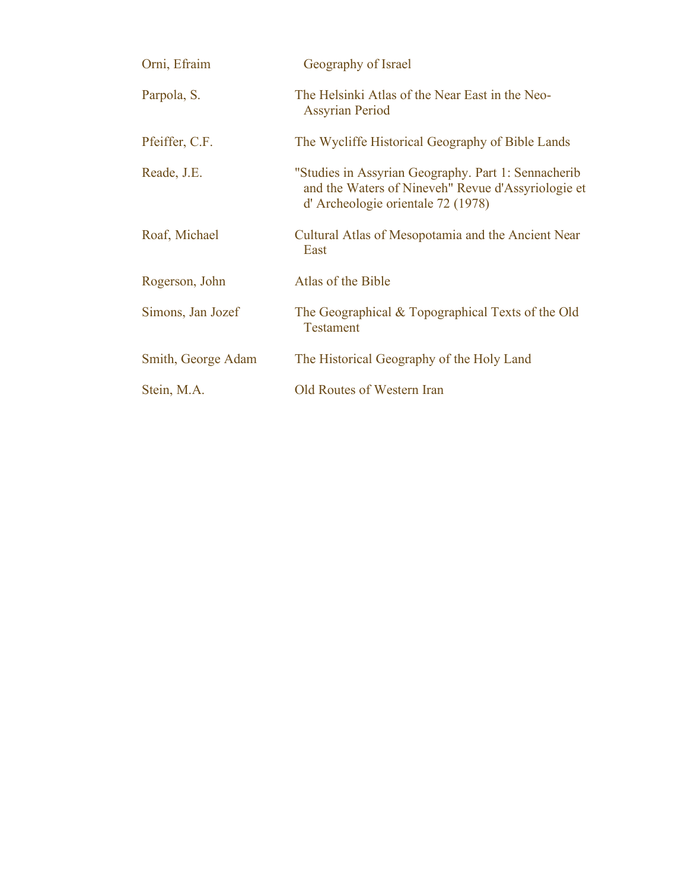| | |
|---|---|
| Orni, Efraim | Geography of Israel |
| Parpola, S. | The Helsinki Atlas of the Near East in the Neo-Assyrian Period |
| Pfeiffer, C.F. | The Wycliffe Historical Geography of Bible Lands |
| Reade, J.E. | "Studies in Assyrian Geography. Part 1: Sennacherib and the Waters of Nineveh" Revue d'Assyriologie et d' Archeologie orientale 72 (1978) |
| Roaf, Michael | Cultural Atlas of Mesopotamia and the Ancient Near East |
| Rogerson, John | Atlas of the Bible |
| Simons, Jan Jozef | The Geographical & Topographical Texts of the Old Testament |
| Smith, George Adam | The Historical Geography of the Holy Land |
| Stein, M.A. | Old Routes of Western Iran |